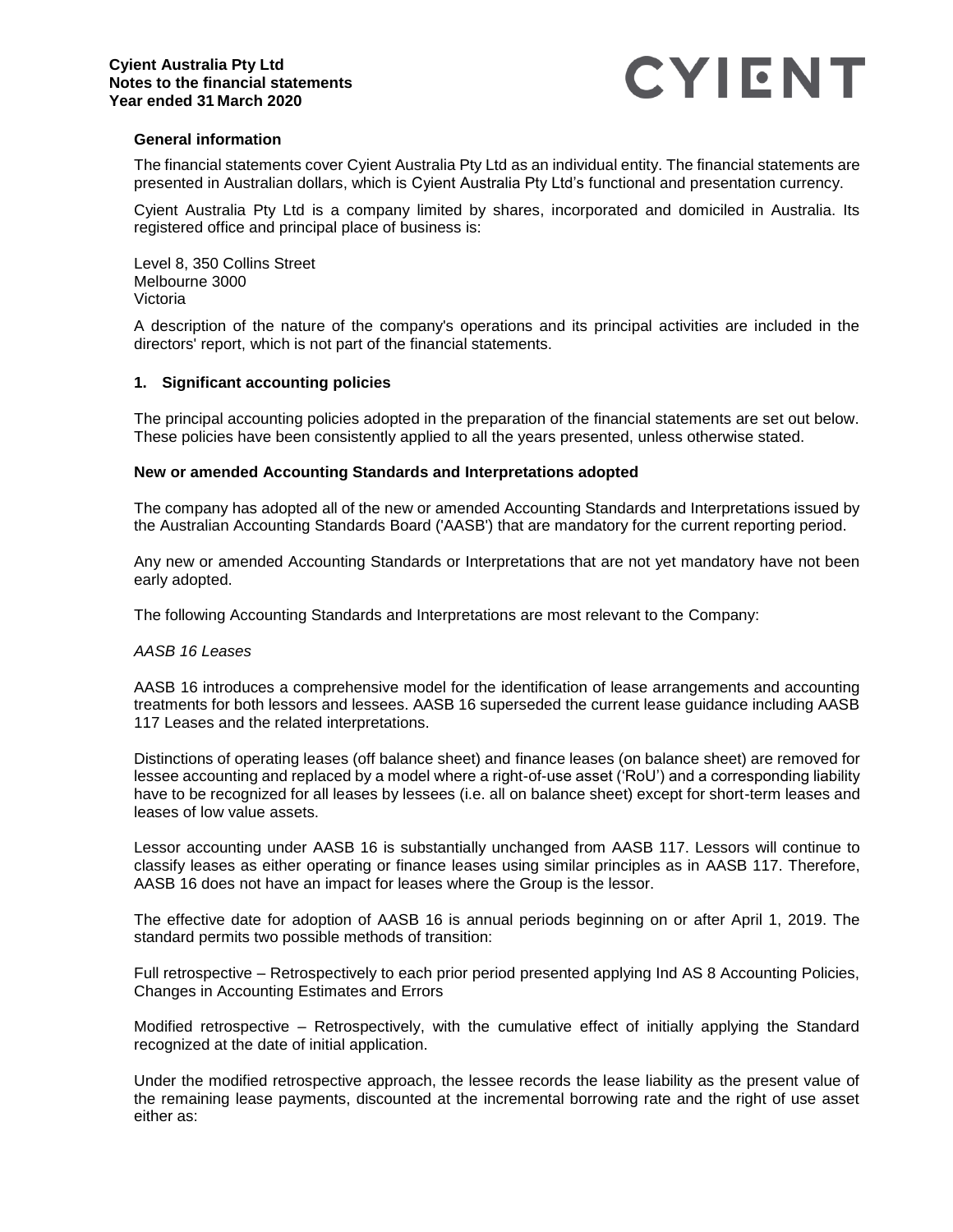# Cyient Australia Pty Ltd
## Notes to the financial statements
## Year ended 31 March 2020

### General information

The financial statements cover Cyient Australia Pty Ltd as an individual entity. The financial statements are presented in Australian dollars, which is Cyient Australia Pty Ltd's functional and presentation currency.

Cyient Australia Pty Ltd is a company limited by shares, incorporated and domiciled in Australia. Its registered office and principal place of business is:

Level 8, 350 Collins Street
Melbourne 3000
Victoria

A description of the nature of the company's operations and its principal activities are included in the directors' report, which is not part of the financial statements.

### 1. Significant accounting policies

The principal accounting policies adopted in the preparation of the financial statements are set out below. These policies have been consistently applied to all the years presented, unless otherwise stated.

### New or amended Accounting Standards and Interpretations adopted

The company has adopted all of the new or amended Accounting Standards and Interpretations issued by the Australian Accounting Standards Board ('AASB') that are mandatory for the current reporting period.

Any new or amended Accounting Standards or Interpretations that are not yet mandatory have not been early adopted.

The following Accounting Standards and Interpretations are most relevant to the Company:

*AASB 16 Leases*

AASB 16 introduces a comprehensive model for the identification of lease arrangements and accounting treatments for both lessors and lessees. AASB 16 superseded the current lease guidance including AASB 117 Leases and the related interpretations.

Distinctions of operating leases (off balance sheet) and finance leases (on balance sheet) are removed for lessee accounting and replaced by a model where a right-of-use asset ('RoU') and a corresponding liability have to be recognized for all leases by lessees (i.e. all on balance sheet) except for short-term leases and leases of low value assets.

Lessor accounting under AASB 16 is substantially unchanged from AASB 117. Lessors will continue to classify leases as either operating or finance leases using similar principles as in AASB 117. Therefore, AASB 16 does not have an impact for leases where the Group is the lessor.

The effective date for adoption of AASB 16 is annual periods beginning on or after April 1, 2019. The standard permits two possible methods of transition:

Full retrospective – Retrospectively to each prior period presented applying Ind AS 8 Accounting Policies, Changes in Accounting Estimates and Errors

Modified retrospective – Retrospectively, with the cumulative effect of initially applying the Standard recognized at the date of initial application.

Under the modified retrospective approach, the lessee records the lease liability as the present value of the remaining lease payments, discounted at the incremental borrowing rate and the right of use asset either as: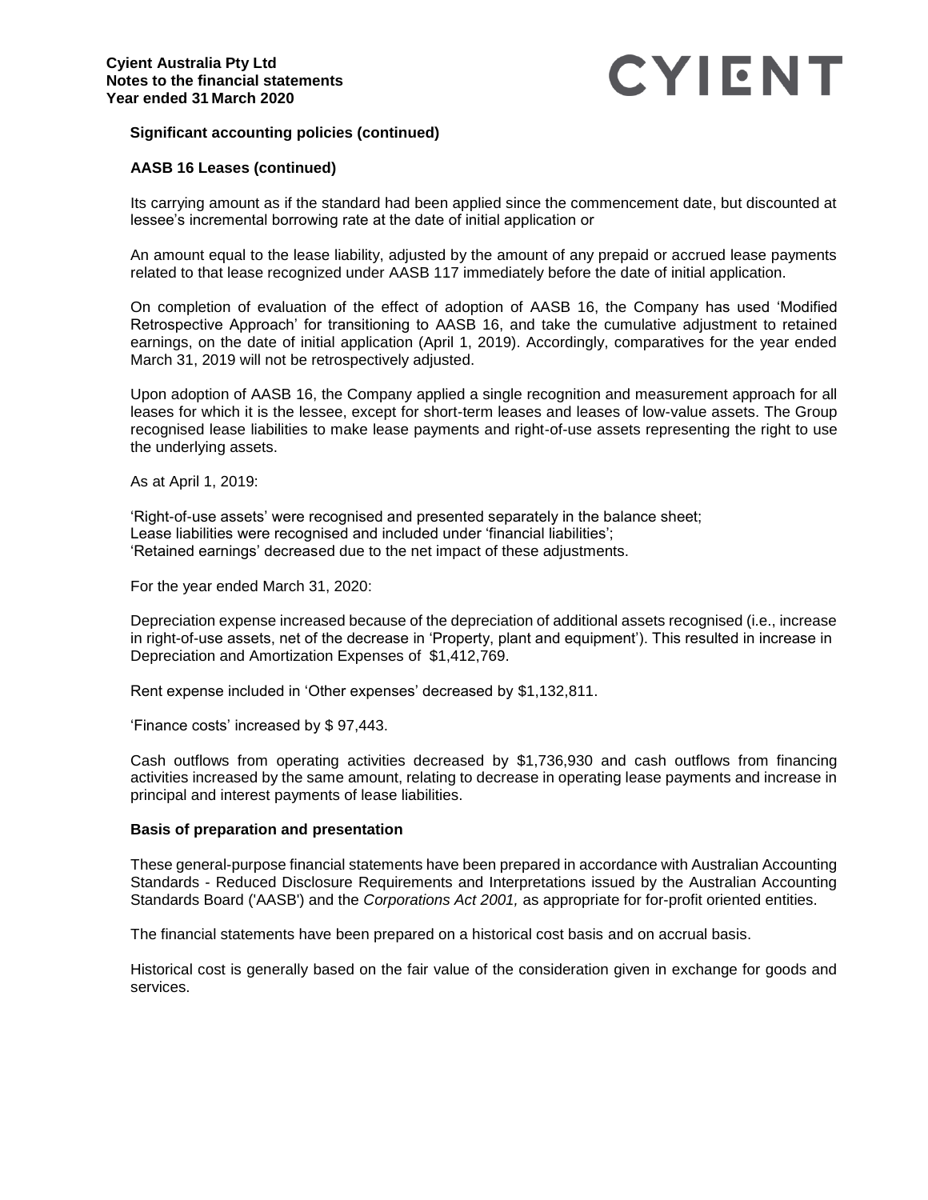### Significant accounting policies (continued)

#### AASB 16 Leases (continued)

Its carrying amount as if the standard had been applied since the commencement date, but discounted at lessee's incremental borrowing rate at the date of initial application or

An amount equal to the lease liability, adjusted by the amount of any prepaid or accrued lease payments related to that lease recognized under AASB 117 immediately before the date of initial application.

On completion of evaluation of the effect of adoption of AASB 16, the Company has used 'Modified Retrospective Approach' for transitioning to AASB 16, and take the cumulative adjustment to retained earnings, on the date of initial application (April 1, 2019). Accordingly, comparatives for the year ended March 31, 2019 will not be retrospectively adjusted.

Upon adoption of AASB 16, the Company applied a single recognition and measurement approach for all leases for which it is the lessee, except for short-term leases and leases of low-value assets. The Group recognised lease liabilities to make lease payments and right-of-use assets representing the right to use the underlying assets.

As at April 1, 2019:

'Right-of-use assets' were recognised and presented separately in the balance sheet;
Lease liabilities were recognised and included under 'financial liabilities';
'Retained earnings' decreased due to the net impact of these adjustments.

For the year ended March 31, 2020:

Depreciation expense increased because of the depreciation of additional assets recognised (i.e., increase in right-of-use assets, net of the decrease in 'Property, plant and equipment'). This resulted in increase in Depreciation and Amortization Expenses of $1,412,769.

Rent expense included in 'Other expenses' decreased by $1,132,811.

'Finance costs' increased by $ 97,443.

Cash outflows from operating activities decreased by $1,736,930 and cash outflows from financing activities increased by the same amount, relating to decrease in operating lease payments and increase in principal and interest payments of lease liabilities.

### Basis of preparation and presentation

These general-purpose financial statements have been prepared in accordance with Australian Accounting Standards - Reduced Disclosure Requirements and Interpretations issued by the Australian Accounting Standards Board ('AASB') and the *Corporations Act 2001,* as appropriate for for-profit oriented entities.

The financial statements have been prepared on a historical cost basis and on accrual basis.

Historical cost is generally based on the fair value of the consideration given in exchange for goods and services.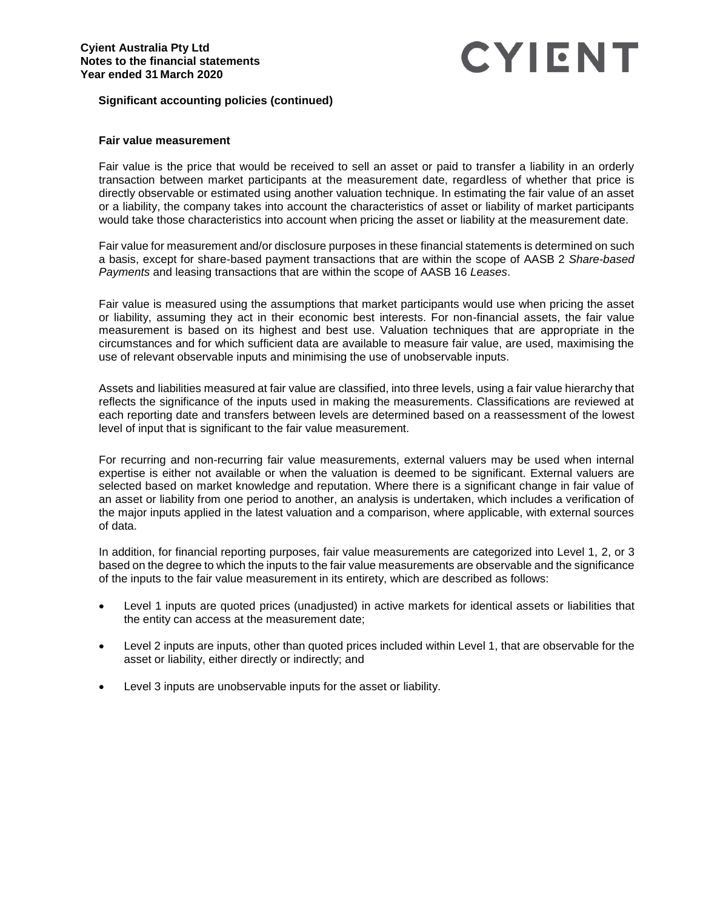**Significant accounting policies (continued)**

**Fair value measurement**

Fair value is the price that would be received to sell an asset or paid to transfer a liability in an orderly transaction between market participants at the measurement date, regardless of whether that price is directly observable or estimated using another valuation technique. In estimating the fair value of an asset or a liability, the company takes into account the characteristics of asset or liability of market participants would take those characteristics into account when pricing the asset or liability at the measurement date.

Fair value for measurement and/or disclosure purposes in these financial statements is determined on such a basis, except for share-based payment transactions that are within the scope of AASB 2 *Share-based Payments* and leasing transactions that are within the scope of AASB 16 *Leases*.

Fair value is measured using the assumptions that market participants would use when pricing the asset or liability, assuming they act in their economic best interests. For non-financial assets, the fair value measurement is based on its highest and best use. Valuation techniques that are appropriate in the circumstances and for which sufficient data are available to measure fair value, are used, maximising the use of relevant observable inputs and minimising the use of unobservable inputs.

Assets and liabilities measured at fair value are classified, into three levels, using a fair value hierarchy that reflects the significance of the inputs used in making the measurements. Classifications are reviewed at each reporting date and transfers between levels are determined based on a reassessment of the lowest level of input that is significant to the fair value measurement.

For recurring and non-recurring fair value measurements, external valuers may be used when internal expertise is either not available or when the valuation is deemed to be significant. External valuers are selected based on market knowledge and reputation. Where there is a significant change in fair value of an asset or liability from one period to another, an analysis is undertaken, which includes a verification of the major inputs applied in the latest valuation and a comparison, where applicable, with external sources of data.

In addition, for financial reporting purposes, fair value measurements are categorized into Level 1, 2, or 3 based on the degree to which the inputs to the fair value measurements are observable and the significance of the inputs to the fair value measurement in its entirety, which are described as follows:

- Level 1 inputs are quoted prices (unadjusted) in active markets for identical assets or liabilities that the entity can access at the measurement date;
- Level 2 inputs are inputs, other than quoted prices included within Level 1, that are observable for the asset or liability, either directly or indirectly; and
- Level 3 inputs are unobservable inputs for the asset or liability.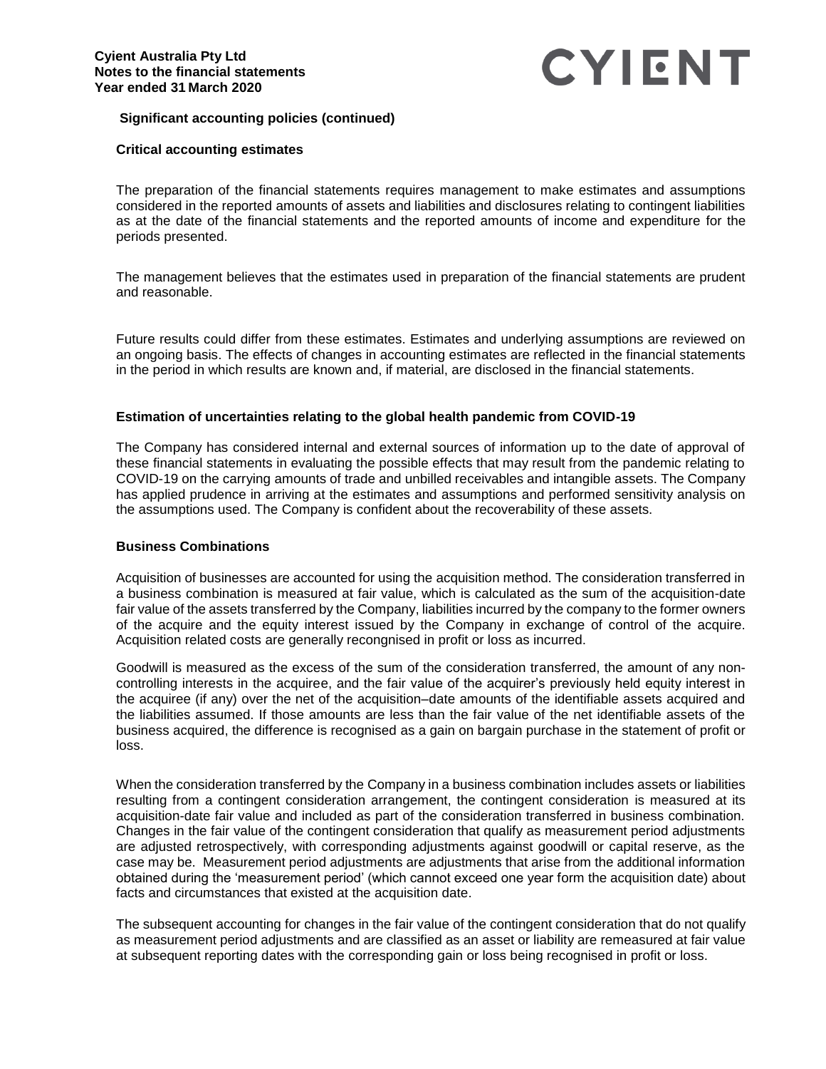**Significant accounting policies (continued)**

**Critical accounting estimates**

The preparation of the financial statements requires management to make estimates and assumptions considered in the reported amounts of assets and liabilities and disclosures relating to contingent liabilities as at the date of the financial statements and the reported amounts of income and expenditure for the periods presented.

The management believes that the estimates used in preparation of the financial statements are prudent and reasonable.

Future results could differ from these estimates. Estimates and underlying assumptions are reviewed on an ongoing basis. The effects of changes in accounting estimates are reflected in the financial statements in the period in which results are known and, if material, are disclosed in the financial statements.

**Estimation of uncertainties relating to the global health pandemic from COVID-19**

The Company has considered internal and external sources of information up to the date of approval of these financial statements in evaluating the possible effects that may result from the pandemic relating to COVID-19 on the carrying amounts of trade and unbilled receivables and intangible assets. The Company has applied prudence in arriving at the estimates and assumptions and performed sensitivity analysis on the assumptions used. The Company is confident about the recoverability of these assets.

**Business Combinations**

Acquisition of businesses are accounted for using the acquisition method. The consideration transferred in a business combination is measured at fair value, which is calculated as the sum of the acquisition-date fair value of the assets transferred by the Company, liabilities incurred by the company to the former owners of the acquire and the equity interest issued by the Company in exchange of control of the acquire. Acquisition related costs are generally recongnised in profit or loss as incurred.

Goodwill is measured as the excess of the sum of the consideration transferred, the amount of any non-controlling interests in the acquiree, and the fair value of the acquirer's previously held equity interest in the acquiree (if any) over the net of the acquisition–date amounts of the identifiable assets acquired and the liabilities assumed. If those amounts are less than the fair value of the net identifiable assets of the business acquired, the difference is recognised as a gain on bargain purchase in the statement of profit or loss.

When the consideration transferred by the Company in a business combination includes assets or liabilities resulting from a contingent consideration arrangement, the contingent consideration is measured at its acquisition-date fair value and included as part of the consideration transferred in business combination. Changes in the fair value of the contingent consideration that qualify as measurement period adjustments are adjusted retrospectively, with corresponding adjustments against goodwill or capital reserve, as the case may be. Measurement period adjustments are adjustments that arise from the additional information obtained during the 'measurement period' (which cannot exceed one year form the acquisition date) about facts and circumstances that existed at the acquisition date.

The subsequent accounting for changes in the fair value of the contingent consideration that do not qualify as measurement period adjustments and are classified as an asset or liability are remeasured at fair value at subsequent reporting dates with the corresponding gain or loss being recognised in profit or loss.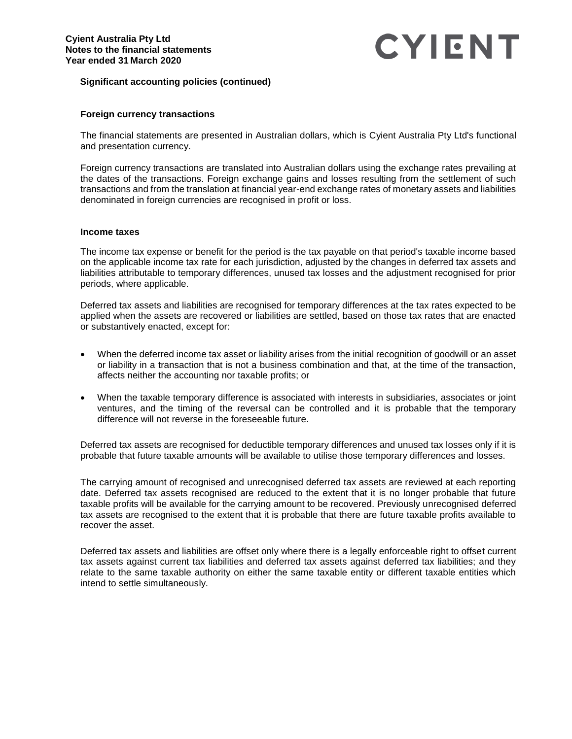**Significant accounting policies (continued)**

**Foreign currency transactions**

The financial statements are presented in Australian dollars, which is Cyient Australia Pty Ltd's functional and presentation currency.

Foreign currency transactions are translated into Australian dollars using the exchange rates prevailing at the dates of the transactions. Foreign exchange gains and losses resulting from the settlement of such transactions and from the translation at financial year-end exchange rates of monetary assets and liabilities denominated in foreign currencies are recognised in profit or loss.

**Income taxes**

The income tax expense or benefit for the period is the tax payable on that period's taxable income based on the applicable income tax rate for each jurisdiction, adjusted by the changes in deferred tax assets and liabilities attributable to temporary differences, unused tax losses and the adjustment recognised for prior periods, where applicable.

Deferred tax assets and liabilities are recognised for temporary differences at the tax rates expected to be applied when the assets are recovered or liabilities are settled, based on those tax rates that are enacted or substantively enacted, except for:

- When the deferred income tax asset or liability arises from the initial recognition of goodwill or an asset or liability in a transaction that is not a business combination and that, at the time of the transaction, affects neither the accounting nor taxable profits; or
- When the taxable temporary difference is associated with interests in subsidiaries, associates or joint ventures, and the timing of the reversal can be controlled and it is probable that the temporary difference will not reverse in the foreseeable future.

Deferred tax assets are recognised for deductible temporary differences and unused tax losses only if it is probable that future taxable amounts will be available to utilise those temporary differences and losses.

The carrying amount of recognised and unrecognised deferred tax assets are reviewed at each reporting date. Deferred tax assets recognised are reduced to the extent that it is no longer probable that future taxable profits will be available for the carrying amount to be recovered. Previously unrecognised deferred tax assets are recognised to the extent that it is probable that there are future taxable profits available to recover the asset.

Deferred tax assets and liabilities are offset only where there is a legally enforceable right to offset current tax assets against current tax liabilities and deferred tax assets against deferred tax liabilities; and they relate to the same taxable authority on either the same taxable entity or different taxable entities which intend to settle simultaneously.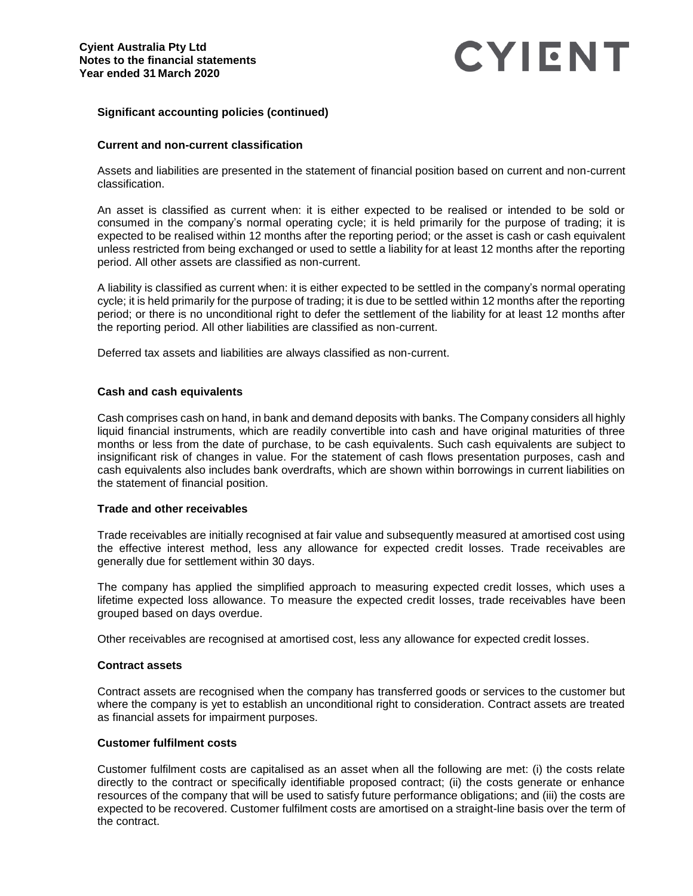## Significant accounting policies (continued)

### Current and non-current classification

Assets and liabilities are presented in the statement of financial position based on current and non-current classification.

An asset is classified as current when: it is either expected to be realised or intended to be sold or consumed in the company's normal operating cycle; it is held primarily for the purpose of trading; it is expected to be realised within 12 months after the reporting period; or the asset is cash or cash equivalent unless restricted from being exchanged or used to settle a liability for at least 12 months after the reporting period. All other assets are classified as non-current.

A liability is classified as current when: it is either expected to be settled in the company's normal operating cycle; it is held primarily for the purpose of trading; it is due to be settled within 12 months after the reporting period; or there is no unconditional right to defer the settlement of the liability for at least 12 months after the reporting period. All other liabilities are classified as non-current.

Deferred tax assets and liabilities are always classified as non-current.

### Cash and cash equivalents

Cash comprises cash on hand, in bank and demand deposits with banks. The Company considers all highly liquid financial instruments, which are readily convertible into cash and have original maturities of three months or less from the date of purchase, to be cash equivalents. Such cash equivalents are subject to insignificant risk of changes in value. For the statement of cash flows presentation purposes, cash and cash equivalents also includes bank overdrafts, which are shown within borrowings in current liabilities on the statement of financial position.

### Trade and other receivables

Trade receivables are initially recognised at fair value and subsequently measured at amortised cost using the effective interest method, less any allowance for expected credit losses. Trade receivables are generally due for settlement within 30 days.

The company has applied the simplified approach to measuring expected credit losses, which uses a lifetime expected loss allowance. To measure the expected credit losses, trade receivables have been grouped based on days overdue.

Other receivables are recognised at amortised cost, less any allowance for expected credit losses.

### Contract assets

Contract assets are recognised when the company has transferred goods or services to the customer but where the company is yet to establish an unconditional right to consideration. Contract assets are treated as financial assets for impairment purposes.

### Customer fulfilment costs

Customer fulfilment costs are capitalised as an asset when all the following are met: (i) the costs relate directly to the contract or specifically identifiable proposed contract; (ii) the costs generate or enhance resources of the company that will be used to satisfy future performance obligations; and (iii) the costs are expected to be recovered. Customer fulfilment costs are amortised on a straight-line basis over the term of the contract.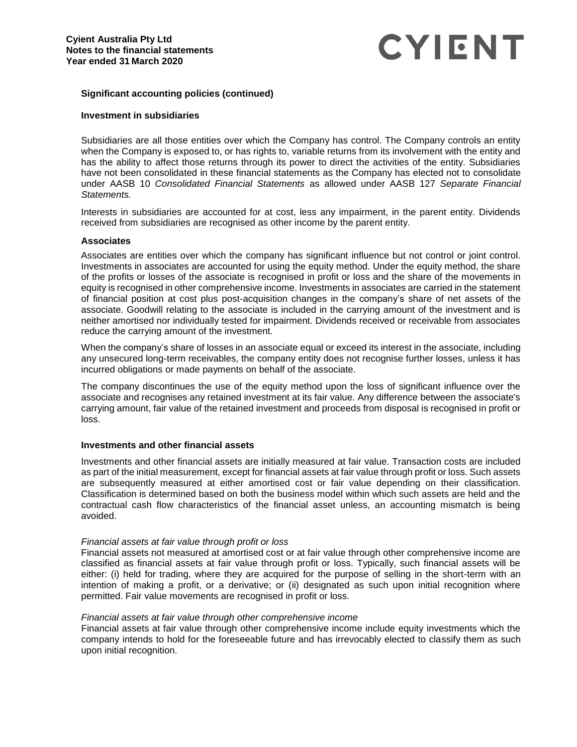## Significant accounting policies (continued)

### Investment in subsidiaries

Subsidiaries are all those entities over which the Company has control. The Company controls an entity when the Company is exposed to, or has rights to, variable returns from its involvement with the entity and has the ability to affect those returns through its power to direct the activities of the entity. Subsidiaries have not been consolidated in these financial statements as the Company has elected not to consolidate under AASB 10 *Consolidated Financial Statements* as allowed under AASB 127 *Separate Financial Statements.*

Interests in subsidiaries are accounted for at cost, less any impairment, in the parent entity. Dividends received from subsidiaries are recognised as other income by the parent entity.

### Associates

Associates are entities over which the company has significant influence but not control or joint control. Investments in associates are accounted for using the equity method. Under the equity method, the share of the profits or losses of the associate is recognised in profit or loss and the share of the movements in equity is recognised in other comprehensive income. Investments in associates are carried in the statement of financial position at cost plus post-acquisition changes in the company's share of net assets of the associate. Goodwill relating to the associate is included in the carrying amount of the investment and is neither amortised nor individually tested for impairment. Dividends received or receivable from associates reduce the carrying amount of the investment.

When the company's share of losses in an associate equal or exceed its interest in the associate, including any unsecured long-term receivables, the company entity does not recognise further losses, unless it has incurred obligations or made payments on behalf of the associate.

The company discontinues the use of the equity method upon the loss of significant influence over the associate and recognises any retained investment at its fair value. Any difference between the associate's carrying amount, fair value of the retained investment and proceeds from disposal is recognised in profit or loss.

### Investments and other financial assets

Investments and other financial assets are initially measured at fair value. Transaction costs are included as part of the initial measurement, except for financial assets at fair value through profit or loss. Such assets are subsequently measured at either amortised cost or fair value depending on their classification. Classification is determined based on both the business model within which such assets are held and the contractual cash flow characteristics of the financial asset unless, an accounting mismatch is being avoided.

*Financial assets at fair value through profit or loss*

Financial assets not measured at amortised cost or at fair value through other comprehensive income are classified as financial assets at fair value through profit or loss. Typically, such financial assets will be either: (i) held for trading, where they are acquired for the purpose of selling in the short-term with an intention of making a profit, or a derivative; or (ii) designated as such upon initial recognition where permitted. Fair value movements are recognised in profit or loss.

*Financial assets at fair value through other comprehensive income*

Financial assets at fair value through other comprehensive income include equity investments which the company intends to hold for the foreseeable future and has irrevocably elected to classify them as such upon initial recognition.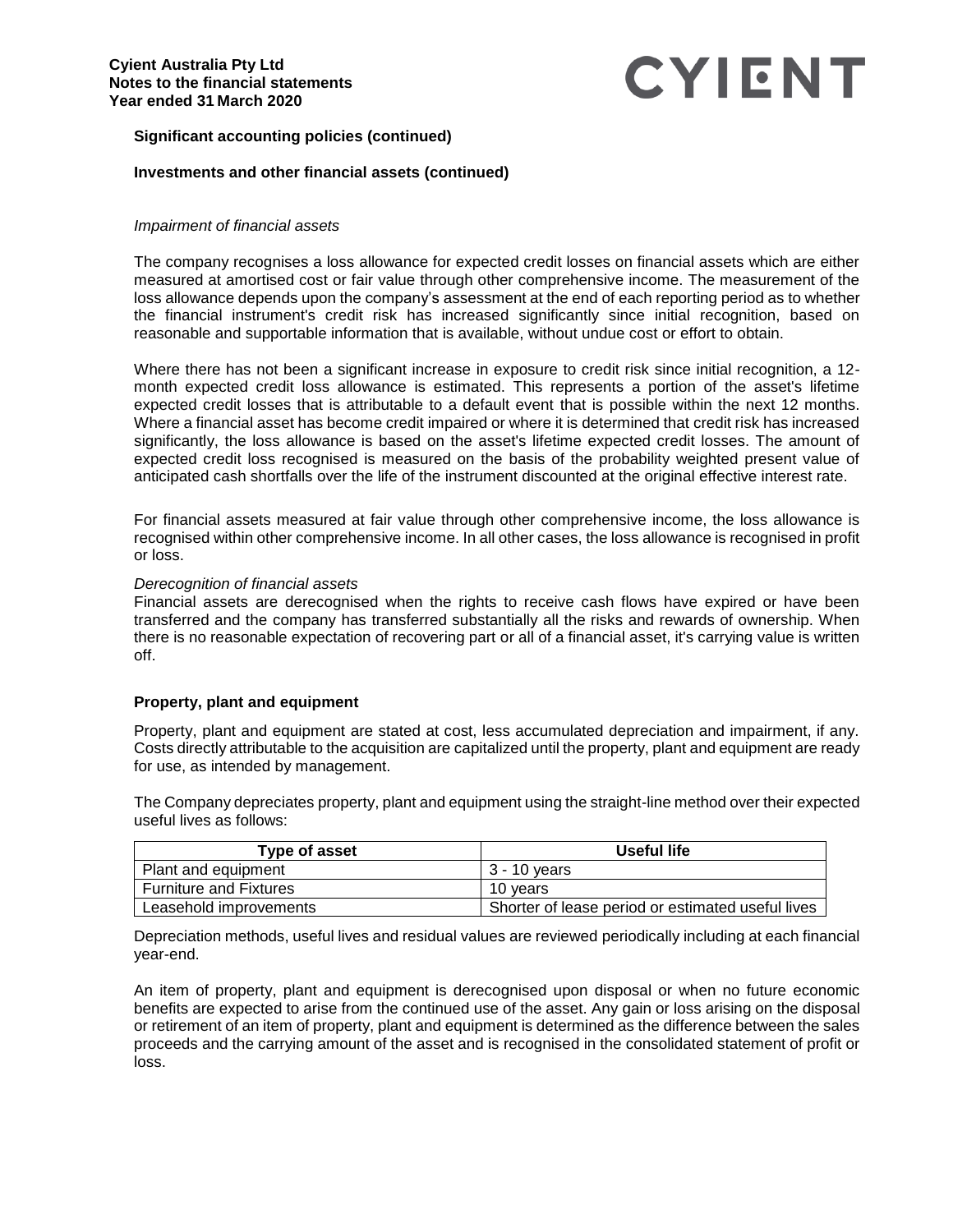**Significant accounting policies (continued)**

**Investments and other financial assets (continued)**

*Impairment of financial assets*

The company recognises a loss allowance for expected credit losses on financial assets which are either measured at amortised cost or fair value through other comprehensive income. The measurement of the loss allowance depends upon the company's assessment at the end of each reporting period as to whether the financial instrument's credit risk has increased significantly since initial recognition, based on reasonable and supportable information that is available, without undue cost or effort to obtain.

Where there has not been a significant increase in exposure to credit risk since initial recognition, a 12-month expected credit loss allowance is estimated. This represents a portion of the asset's lifetime expected credit losses that is attributable to a default event that is possible within the next 12 months. Where a financial asset has become credit impaired or where it is determined that credit risk has increased significantly, the loss allowance is based on the asset's lifetime expected credit losses. The amount of expected credit loss recognised is measured on the basis of the probability weighted present value of anticipated cash shortfalls over the life of the instrument discounted at the original effective interest rate.

For financial assets measured at fair value through other comprehensive income, the loss allowance is recognised within other comprehensive income. In all other cases, the loss allowance is recognised in profit or loss.

*Derecognition of financial assets*

Financial assets are derecognised when the rights to receive cash flows have expired or have been transferred and the company has transferred substantially all the risks and rewards of ownership. When there is no reasonable expectation of recovering part or all of a financial asset, it's carrying value is written off.

**Property, plant and equipment**

Property, plant and equipment are stated at cost, less accumulated depreciation and impairment, if any. Costs directly attributable to the acquisition are capitalized until the property, plant and equipment are ready for use, as intended by management.

The Company depreciates property, plant and equipment using the straight-line method over their expected useful lives as follows:

| Type of asset | Useful life |
|---|---|
| Plant and equipment | 3 - 10 years |
| Furniture and Fixtures | 10 years |
| Leasehold improvements | Shorter of lease period or estimated useful lives |

Depreciation methods, useful lives and residual values are reviewed periodically including at each financial year-end.

An item of property, plant and equipment is derecognised upon disposal or when no future economic benefits are expected to arise from the continued use of the asset. Any gain or loss arising on the disposal or retirement of an item of property, plant and equipment is determined as the difference between the sales proceeds and the carrying amount of the asset and is recognised in the consolidated statement of profit or loss.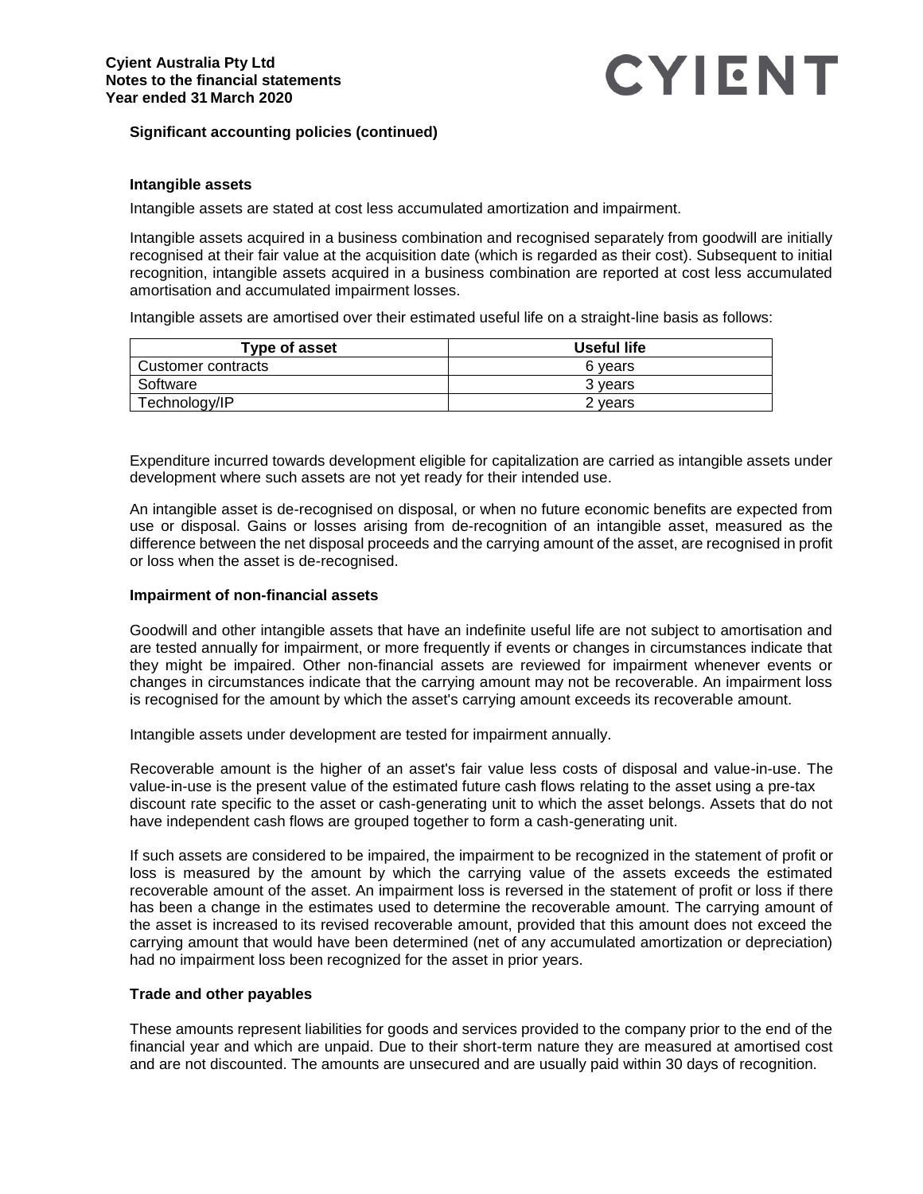## Significant accounting policies (continued)

### Intangible assets

Intangible assets are stated at cost less accumulated amortization and impairment.

Intangible assets acquired in a business combination and recognised separately from goodwill are initially recognised at their fair value at the acquisition date (which is regarded as their cost). Subsequent to initial recognition, intangible assets acquired in a business combination are reported at cost less accumulated amortisation and accumulated impairment losses.

Intangible assets are amortised over their estimated useful life on a straight-line basis as follows:

| Type of asset | Useful life |
|---|---|
| Customer contracts | 6 years |
| Software | 3 years |
| Technology/IP | 2 years |

Expenditure incurred towards development eligible for capitalization are carried as intangible assets under development where such assets are not yet ready for their intended use.

An intangible asset is de-recognised on disposal, or when no future economic benefits are expected from use or disposal. Gains or losses arising from de-recognition of an intangible asset, measured as the difference between the net disposal proceeds and the carrying amount of the asset, are recognised in profit or loss when the asset is de-recognised.

### Impairment of non-financial assets

Goodwill and other intangible assets that have an indefinite useful life are not subject to amortisation and are tested annually for impairment, or more frequently if events or changes in circumstances indicate that they might be impaired. Other non-financial assets are reviewed for impairment whenever events or changes in circumstances indicate that the carrying amount may not be recoverable. An impairment loss is recognised for the amount by which the asset's carrying amount exceeds its recoverable amount.

Intangible assets under development are tested for impairment annually.

Recoverable amount is the higher of an asset's fair value less costs of disposal and value-in-use. The value-in-use is the present value of the estimated future cash flows relating to the asset using a pre-tax discount rate specific to the asset or cash-generating unit to which the asset belongs. Assets that do not have independent cash flows are grouped together to form a cash-generating unit.

If such assets are considered to be impaired, the impairment to be recognized in the statement of profit or loss is measured by the amount by which the carrying value of the assets exceeds the estimated recoverable amount of the asset. An impairment loss is reversed in the statement of profit or loss if there has been a change in the estimates used to determine the recoverable amount. The carrying amount of the asset is increased to its revised recoverable amount, provided that this amount does not exceed the carrying amount that would have been determined (net of any accumulated amortization or depreciation) had no impairment loss been recognized for the asset in prior years.

### Trade and other payables

These amounts represent liabilities for goods and services provided to the company prior to the end of the financial year and which are unpaid. Due to their short-term nature they are measured at amortised cost and are not discounted. The amounts are unsecured and are usually paid within 30 days of recognition.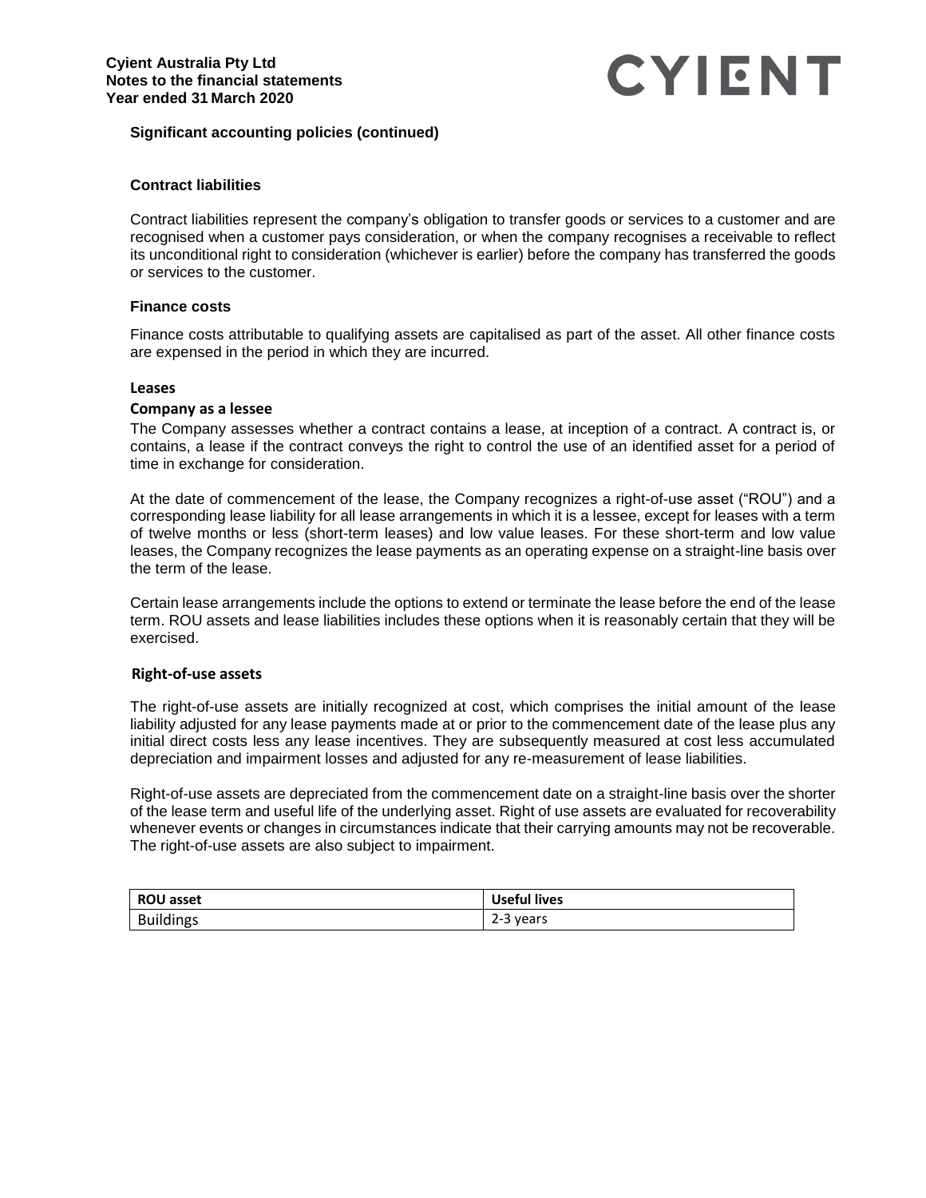**Significant accounting policies (continued)**

### Contract liabilities

Contract liabilities represent the company's obligation to transfer goods or services to a customer and are recognised when a customer pays consideration, or when the company recognises a receivable to reflect its unconditional right to consideration (whichever is earlier) before the company has transferred the goods or services to the customer.

### Finance costs

Finance costs attributable to qualifying assets are capitalised as part of the asset. All other finance costs are expensed in the period in which they are incurred.

### Leases

#### Company as a lessee

The Company assesses whether a contract contains a lease, at inception of a contract. A contract is, or contains, a lease if the contract conveys the right to control the use of an identified asset for a period of time in exchange for consideration.

At the date of commencement of the lease, the Company recognizes a right-of-use asset ("ROU") and a corresponding lease liability for all lease arrangements in which it is a lessee, except for leases with a term of twelve months or less (short-term leases) and low value leases. For these short-term and low value leases, the Company recognizes the lease payments as an operating expense on a straight-line basis over the term of the lease.

Certain lease arrangements include the options to extend or terminate the lease before the end of the lease term. ROU assets and lease liabilities includes these options when it is reasonably certain that they will be exercised.

#### Right-of-use assets

The right-of-use assets are initially recognized at cost, which comprises the initial amount of the lease liability adjusted for any lease payments made at or prior to the commencement date of the lease plus any initial direct costs less any lease incentives. They are subsequently measured at cost less accumulated depreciation and impairment losses and adjusted for any re-measurement of lease liabilities.

Right-of-use assets are depreciated from the commencement date on a straight-line basis over the shorter of the lease term and useful life of the underlying asset. Right of use assets are evaluated for recoverability whenever events or changes in circumstances indicate that their carrying amounts may not be recoverable. The right-of-use assets are also subject to impairment.

| ROU asset | Useful lives |
|---|---|
| Buildings | 2-3 years |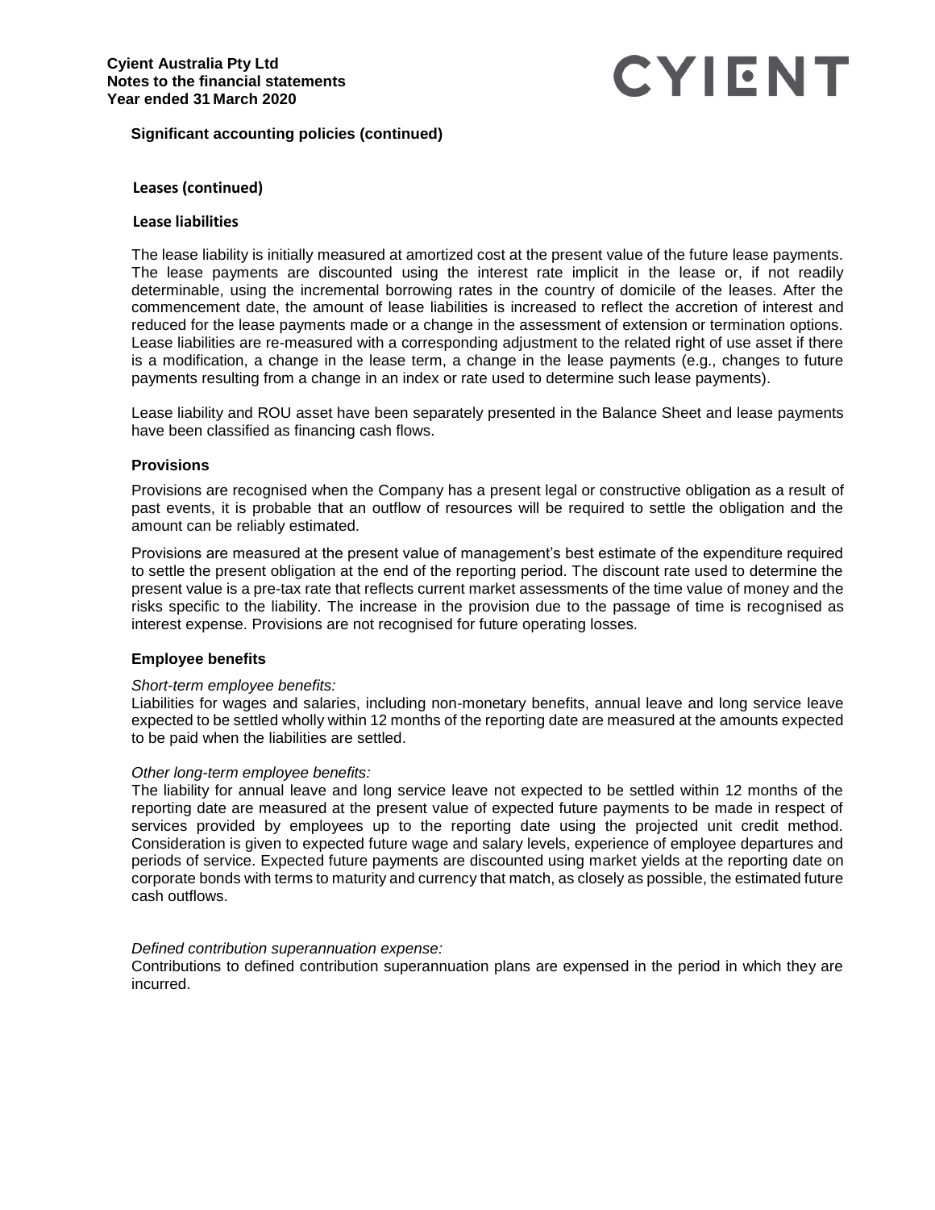**Significant accounting policies (continued)**

**Leases (continued)**

**Lease liabilities**

The lease liability is initially measured at amortized cost at the present value of the future lease payments. The lease payments are discounted using the interest rate implicit in the lease or, if not readily determinable, using the incremental borrowing rates in the country of domicile of the leases. After the commencement date, the amount of lease liabilities is increased to reflect the accretion of interest and reduced for the lease payments made or a change in the assessment of extension or termination options. Lease liabilities are re-measured with a corresponding adjustment to the related right of use asset if there is a modification, a change in the lease term, a change in the lease payments (e.g., changes to future payments resulting from a change in an index or rate used to determine such lease payments).

Lease liability and ROU asset have been separately presented in the Balance Sheet and lease payments have been classified as financing cash flows.

**Provisions**

Provisions are recognised when the Company has a present legal or constructive obligation as a result of past events, it is probable that an outflow of resources will be required to settle the obligation and the amount can be reliably estimated.

Provisions are measured at the present value of management's best estimate of the expenditure required to settle the present obligation at the end of the reporting period. The discount rate used to determine the present value is a pre-tax rate that reflects current market assessments of the time value of money and the risks specific to the liability. The increase in the provision due to the passage of time is recognised as interest expense. Provisions are not recognised for future operating losses.

**Employee benefits**

*Short-term employee benefits:*
Liabilities for wages and salaries, including non-monetary benefits, annual leave and long service leave expected to be settled wholly within 12 months of the reporting date are measured at the amounts expected to be paid when the liabilities are settled.

*Other long-term employee benefits:*
The liability for annual leave and long service leave not expected to be settled within 12 months of the reporting date are measured at the present value of expected future payments to be made in respect of services provided by employees up to the reporting date using the projected unit credit method. Consideration is given to expected future wage and salary levels, experience of employee departures and periods of service. Expected future payments are discounted using market yields at the reporting date on corporate bonds with terms to maturity and currency that match, as closely as possible, the estimated future cash outflows.

*Defined contribution superannuation expense:*
Contributions to defined contribution superannuation plans are expensed in the period in which they are incurred.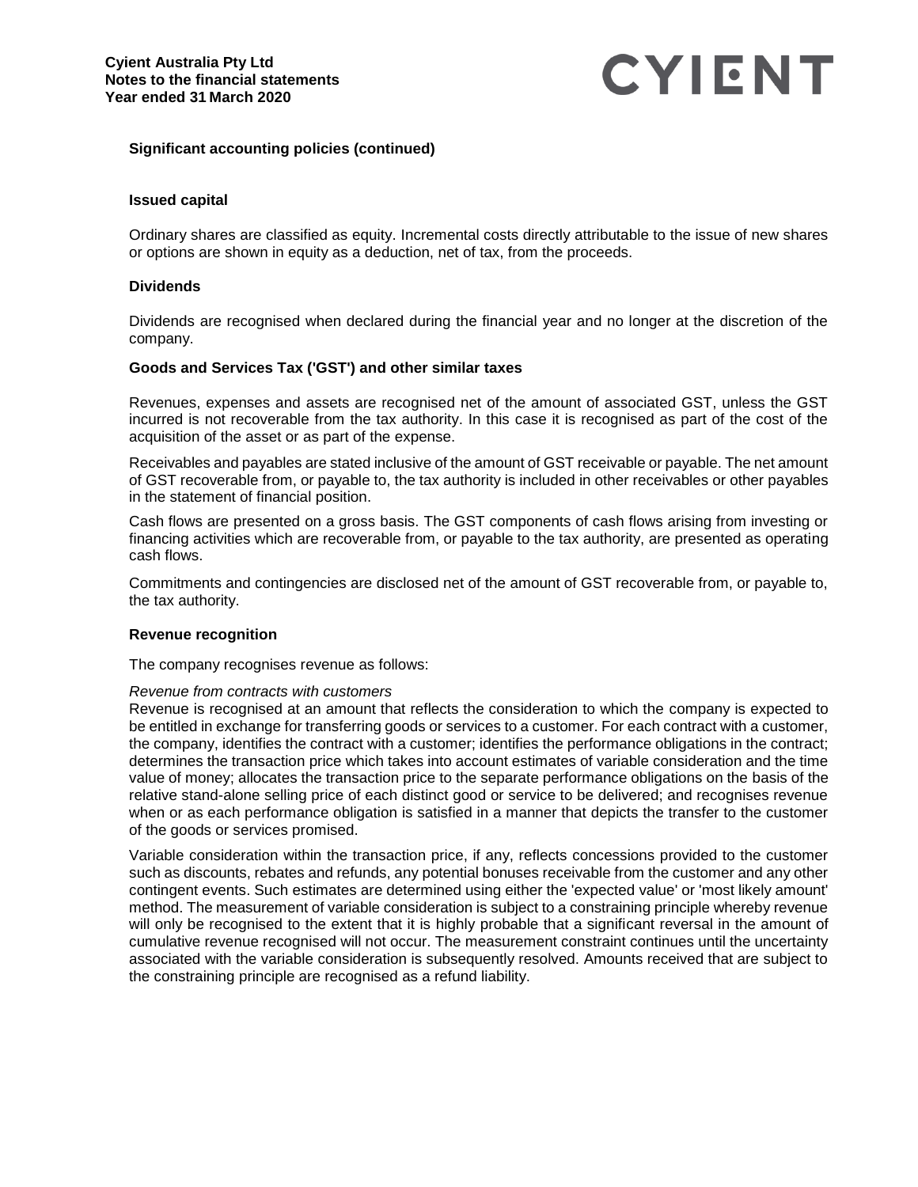## Significant accounting policies (continued)

### Issued capital

Ordinary shares are classified as equity. Incremental costs directly attributable to the issue of new shares or options are shown in equity as a deduction, net of tax, from the proceeds.

### Dividends

Dividends are recognised when declared during the financial year and no longer at the discretion of the company.

### Goods and Services Tax ('GST') and other similar taxes

Revenues, expenses and assets are recognised net of the amount of associated GST, unless the GST incurred is not recoverable from the tax authority. In this case it is recognised as part of the cost of the acquisition of the asset or as part of the expense.

Receivables and payables are stated inclusive of the amount of GST receivable or payable. The net amount of GST recoverable from, or payable to, the tax authority is included in other receivables or other payables in the statement of financial position.

Cash flows are presented on a gross basis. The GST components of cash flows arising from investing or financing activities which are recoverable from, or payable to the tax authority, are presented as operating cash flows.

Commitments and contingencies are disclosed net of the amount of GST recoverable from, or payable to, the tax authority.

### Revenue recognition

The company recognises revenue as follows:

*Revenue from contracts with customers*
Revenue is recognised at an amount that reflects the consideration to which the company is expected to be entitled in exchange for transferring goods or services to a customer. For each contract with a customer, the company, identifies the contract with a customer; identifies the performance obligations in the contract; determines the transaction price which takes into account estimates of variable consideration and the time value of money; allocates the transaction price to the separate performance obligations on the basis of the relative stand-alone selling price of each distinct good or service to be delivered; and recognises revenue when or as each performance obligation is satisfied in a manner that depicts the transfer to the customer of the goods or services promised.

Variable consideration within the transaction price, if any, reflects concessions provided to the customer such as discounts, rebates and refunds, any potential bonuses receivable from the customer and any other contingent events. Such estimates are determined using either the 'expected value' or 'most likely amount' method. The measurement of variable consideration is subject to a constraining principle whereby revenue will only be recognised to the extent that it is highly probable that a significant reversal in the amount of cumulative revenue recognised will not occur. The measurement constraint continues until the uncertainty associated with the variable consideration is subsequently resolved. Amounts received that are subject to the constraining principle are recognised as a refund liability.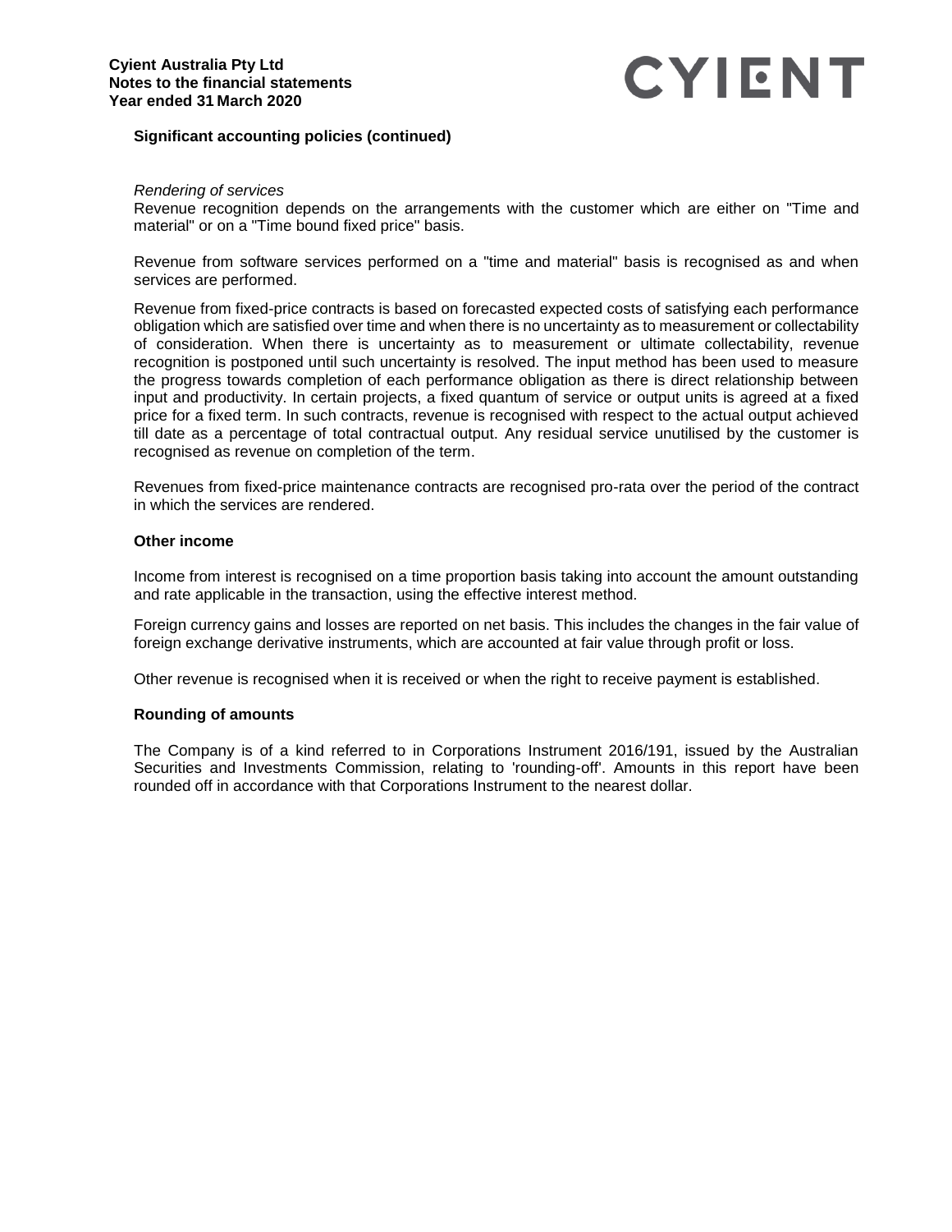**Significant accounting policies (continued)**

*Rendering of services*

Revenue recognition depends on the arrangements with the customer which are either on "Time and material" or on a "Time bound fixed price" basis.

Revenue from software services performed on a "time and material" basis is recognised as and when services are performed.

Revenue from fixed-price contracts is based on forecasted expected costs of satisfying each performance obligation which are satisfied over time and when there is no uncertainty as to measurement or collectability of consideration. When there is uncertainty as to measurement or ultimate collectability, revenue recognition is postponed until such uncertainty is resolved. The input method has been used to measure the progress towards completion of each performance obligation as there is direct relationship between input and productivity. In certain projects, a fixed quantum of service or output units is agreed at a fixed price for a fixed term. In such contracts, revenue is recognised with respect to the actual output achieved till date as a percentage of total contractual output. Any residual service unutilised by the customer is recognised as revenue on completion of the term.

Revenues from fixed-price maintenance contracts are recognised pro-rata over the period of the contract in which the services are rendered.

**Other income**

Income from interest is recognised on a time proportion basis taking into account the amount outstanding and rate applicable in the transaction, using the effective interest method.

Foreign currency gains and losses are reported on net basis. This includes the changes in the fair value of foreign exchange derivative instruments, which are accounted at fair value through profit or loss.

Other revenue is recognised when it is received or when the right to receive payment is established.

**Rounding of amounts**

The Company is of a kind referred to in Corporations Instrument 2016/191, issued by the Australian Securities and Investments Commission, relating to 'rounding-off'. Amounts in this report have been rounded off in accordance with that Corporations Instrument to the nearest dollar.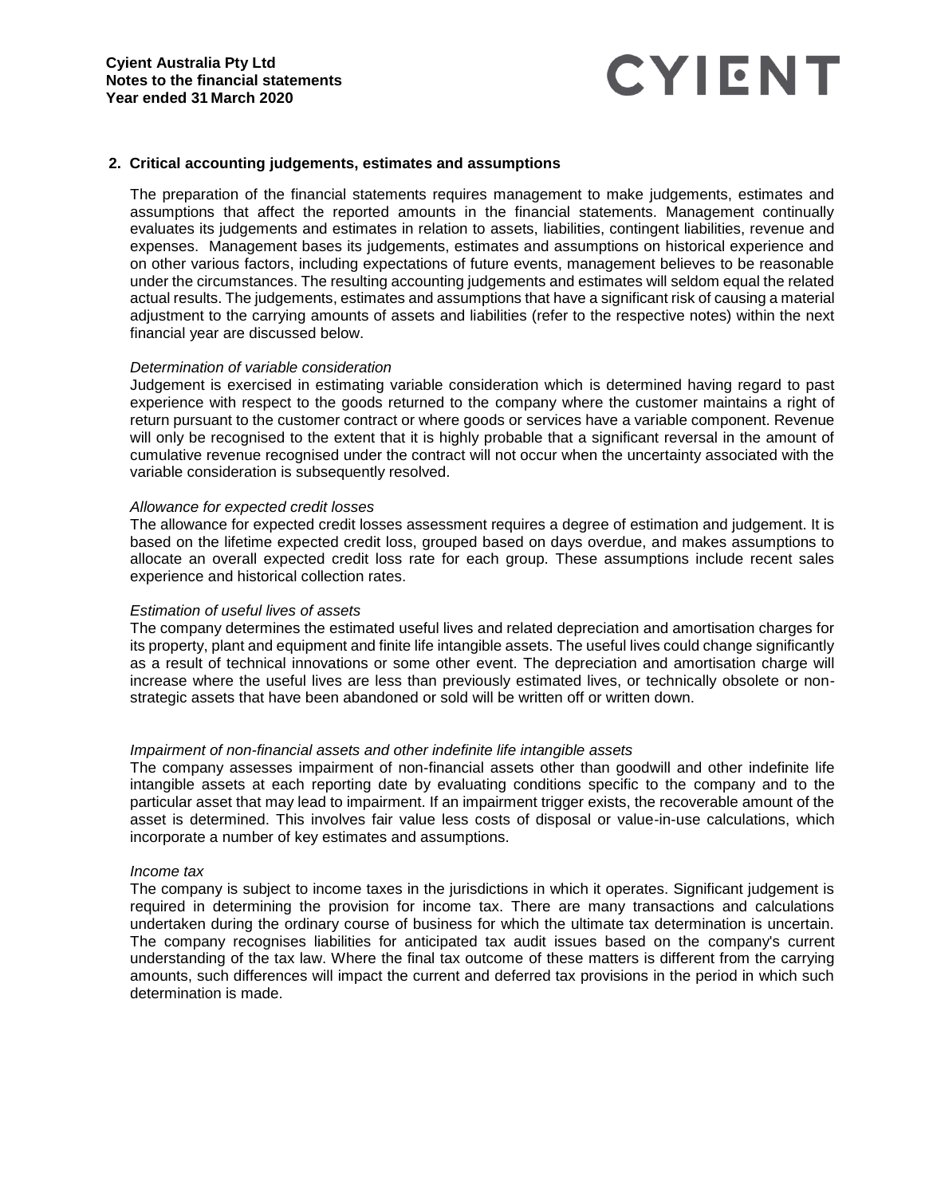## 2. Critical accounting judgements, estimates and assumptions

The preparation of the financial statements requires management to make judgements, estimates and assumptions that affect the reported amounts in the financial statements. Management continually evaluates its judgements and estimates in relation to assets, liabilities, contingent liabilities, revenue and expenses. Management bases its judgements, estimates and assumptions on historical experience and on other various factors, including expectations of future events, management believes to be reasonable under the circumstances. The resulting accounting judgements and estimates will seldom equal the related actual results. The judgements, estimates and assumptions that have a significant risk of causing a material adjustment to the carrying amounts of assets and liabilities (refer to the respective notes) within the next financial year are discussed below.

*Determination of variable consideration*

Judgement is exercised in estimating variable consideration which is determined having regard to past experience with respect to the goods returned to the company where the customer maintains a right of return pursuant to the customer contract or where goods or services have a variable component. Revenue will only be recognised to the extent that it is highly probable that a significant reversal in the amount of cumulative revenue recognised under the contract will not occur when the uncertainty associated with the variable consideration is subsequently resolved.

*Allowance for expected credit losses*

The allowance for expected credit losses assessment requires a degree of estimation and judgement. It is based on the lifetime expected credit loss, grouped based on days overdue, and makes assumptions to allocate an overall expected credit loss rate for each group. These assumptions include recent sales experience and historical collection rates.

*Estimation of useful lives of assets*

The company determines the estimated useful lives and related depreciation and amortisation charges for its property, plant and equipment and finite life intangible assets. The useful lives could change significantly as a result of technical innovations or some other event. The depreciation and amortisation charge will increase where the useful lives are less than previously estimated lives, or technically obsolete or non-strategic assets that have been abandoned or sold will be written off or written down.

*Impairment of non-financial assets and other indefinite life intangible assets*

The company assesses impairment of non-financial assets other than goodwill and other indefinite life intangible assets at each reporting date by evaluating conditions specific to the company and to the particular asset that may lead to impairment. If an impairment trigger exists, the recoverable amount of the asset is determined. This involves fair value less costs of disposal or value-in-use calculations, which incorporate a number of key estimates and assumptions.

*Income tax*

The company is subject to income taxes in the jurisdictions in which it operates. Significant judgement is required in determining the provision for income tax. There are many transactions and calculations undertaken during the ordinary course of business for which the ultimate tax determination is uncertain. The company recognises liabilities for anticipated tax audit issues based on the company's current understanding of the tax law. Where the final tax outcome of these matters is different from the carrying amounts, such differences will impact the current and deferred tax provisions in the period in which such determination is made.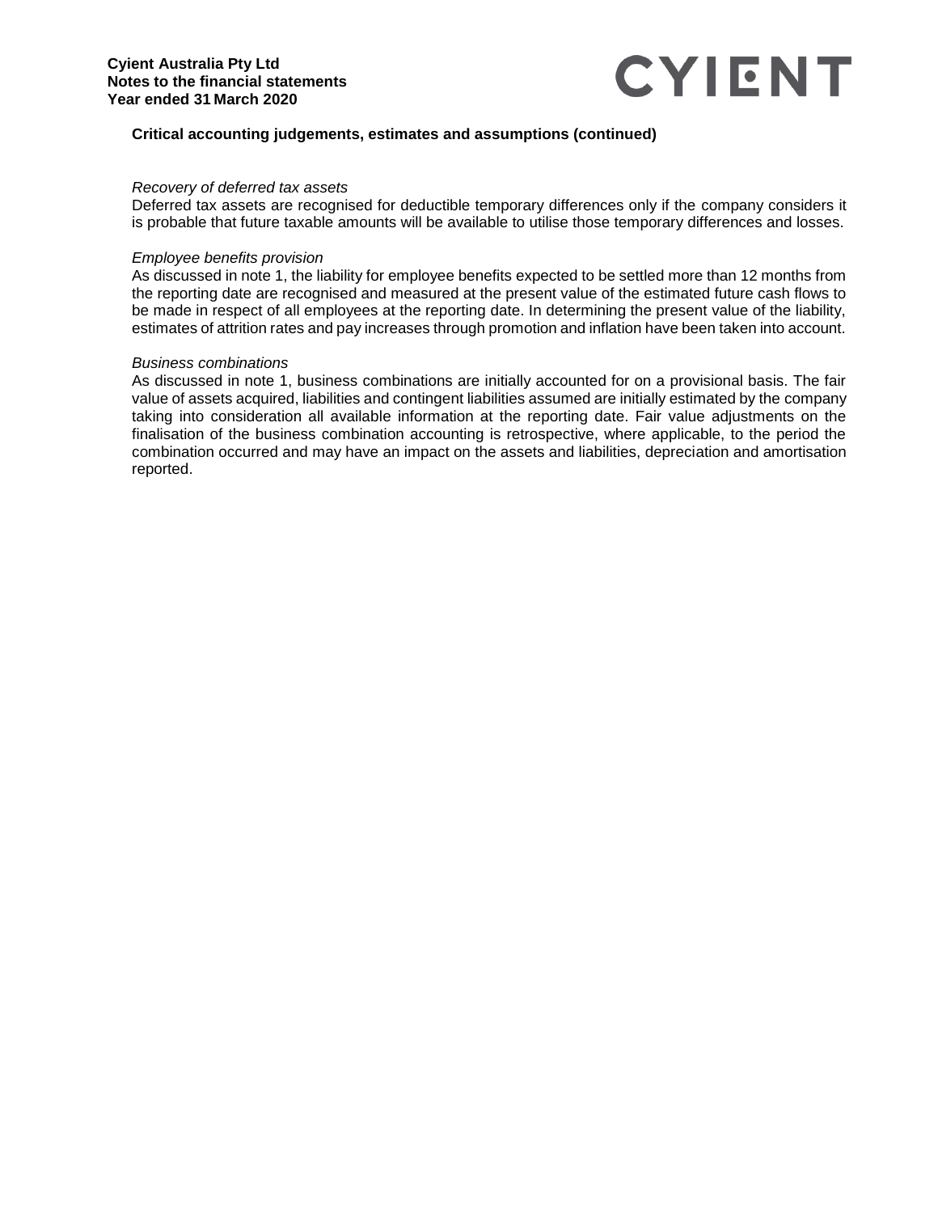## Critical accounting judgements, estimates and assumptions (continued)

*Recovery of deferred tax assets*
Deferred tax assets are recognised for deductible temporary differences only if the company considers it is probable that future taxable amounts will be available to utilise those temporary differences and losses.

*Employee benefits provision*
As discussed in note 1, the liability for employee benefits expected to be settled more than 12 months from the reporting date are recognised and measured at the present value of the estimated future cash flows to be made in respect of all employees at the reporting date. In determining the present value of the liability, estimates of attrition rates and pay increases through promotion and inflation have been taken into account.

*Business combinations*
As discussed in note 1, business combinations are initially accounted for on a provisional basis. The fair value of assets acquired, liabilities and contingent liabilities assumed are initially estimated by the company taking into consideration all available information at the reporting date. Fair value adjustments on the finalisation of the business combination accounting is retrospective, where applicable, to the period the combination occurred and may have an impact on the assets and liabilities, depreciation and amortisation reported.